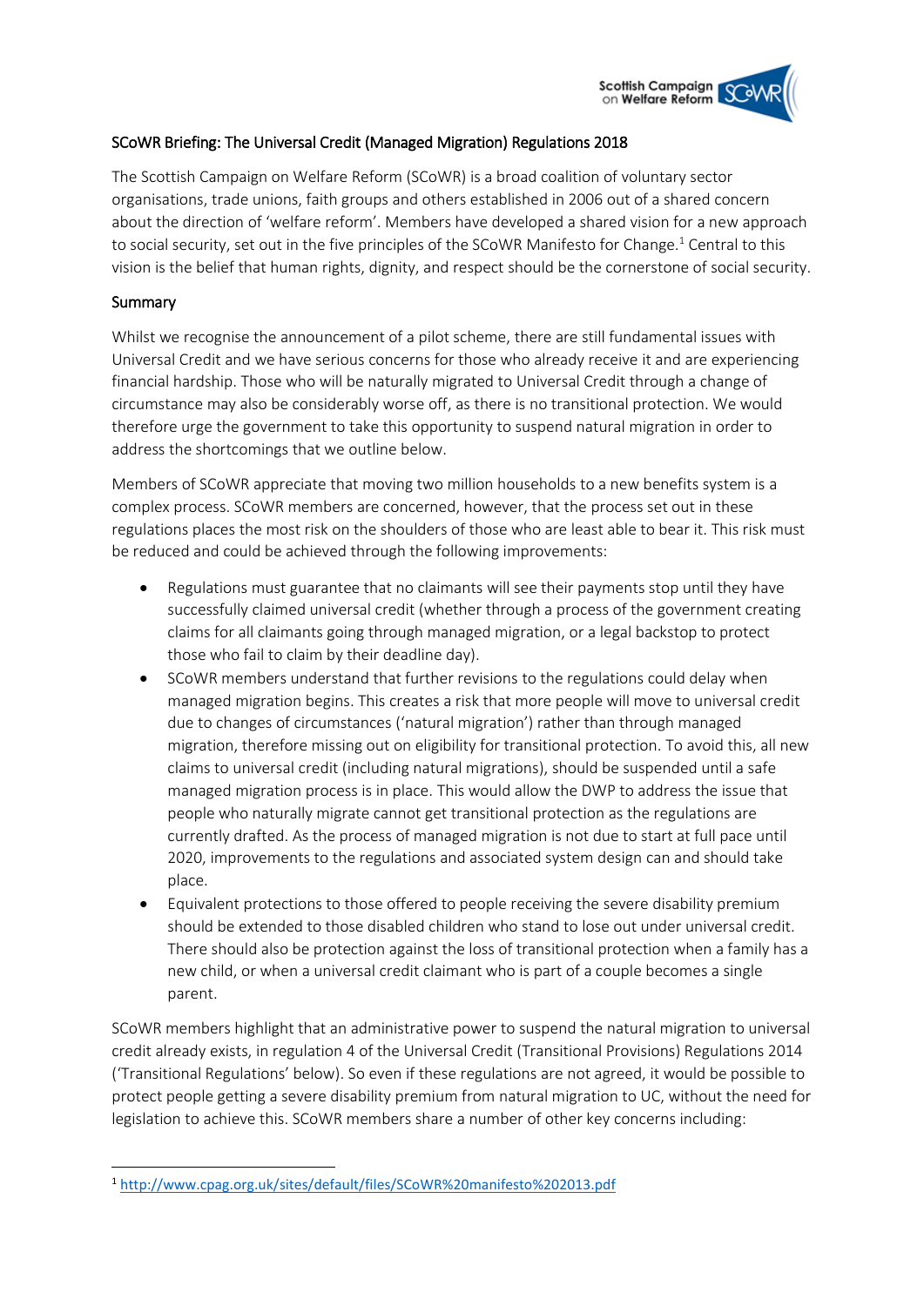## SCoWR Briefing: The Universal Credit (Managed Migration) Regulations 2018

The Scottish Campaign on Welfare Reform (SCoWR) is a broad coalition of voluntary sector organisations, trade unions, faith groups and others established in 2006 out of a shared concern about the direction of 'welfare reform'. Members have developed a shared vision for a new approach to social security, set out in the five principles of the SCoWR Manifesto for Change.[1] Central to this vision is the belief that human rights, dignity, and respect should be the cornerstone of social security.

### Summary

Whilst we recognise the announcement of a pilot scheme, there are still fundamental issues with Universal Credit and we have serious concerns for those who already receive it and are experiencing financial hardship. Those who will be naturally migrated to Universal Credit through a change of circumstance may also be considerably worse off, as there is no transitional protection. We would therefore urge the government to take this opportunity to suspend natural migration in order to address the shortcomings that we outline below.

Members of SCoWR appreciate that moving two million households to a new benefits system is a complex process. SCoWR members are concerned, however, that the process set out in these regulations places the most risk on the shoulders of those who are least able to bear it. This risk must be reduced and could be achieved through the following improvements:

- Regulations must guarantee that no claimants will see their payments stop until they have successfully claimed universal credit (whether through a process of the government creating claims for all claimants going through managed migration, or a legal backstop to protect those who fail to claim by their deadline day).
- SCoWR members understand that further revisions to the regulations could delay when managed migration begins. This creates a risk that more people will move to universal credit due to changes of circumstances ('natural migration') rather than through managed migration, therefore missing out on eligibility for transitional protection. To avoid this, all new claims to universal credit (including natural migrations), should be suspended until a safe managed migration process is in place. This would allow the DWP to address the issue that people who naturally migrate cannot get transitional protection as the regulations are currently drafted. As the process of managed migration is not due to start at full pace until 2020, improvements to the regulations and associated system design can and should take place.
- Equivalent protections to those offered to people receiving the severe disability premium should be extended to those disabled children who stand to lose out under universal credit. There should also be protection against the loss of transitional protection when a family has a new child, or when a universal credit claimant who is part of a couple becomes a single parent.

SCoWR members highlight that an administrative power to suspend the natural migration to universal credit already exists, in regulation 4 of the Universal Credit (Transitional Provisions) Regulations 2014 ('Transitional Regulations' below). So even if these regulations are not agreed, it would be possible to protect people getting a severe disability premium from natural migration to UC, without the need for legislation to achieve this. SCoWR members share a number of other key concerns including:

[1] http://www.cpag.org.uk/sites/default/files/SCoWR%20manifesto%202013.pdf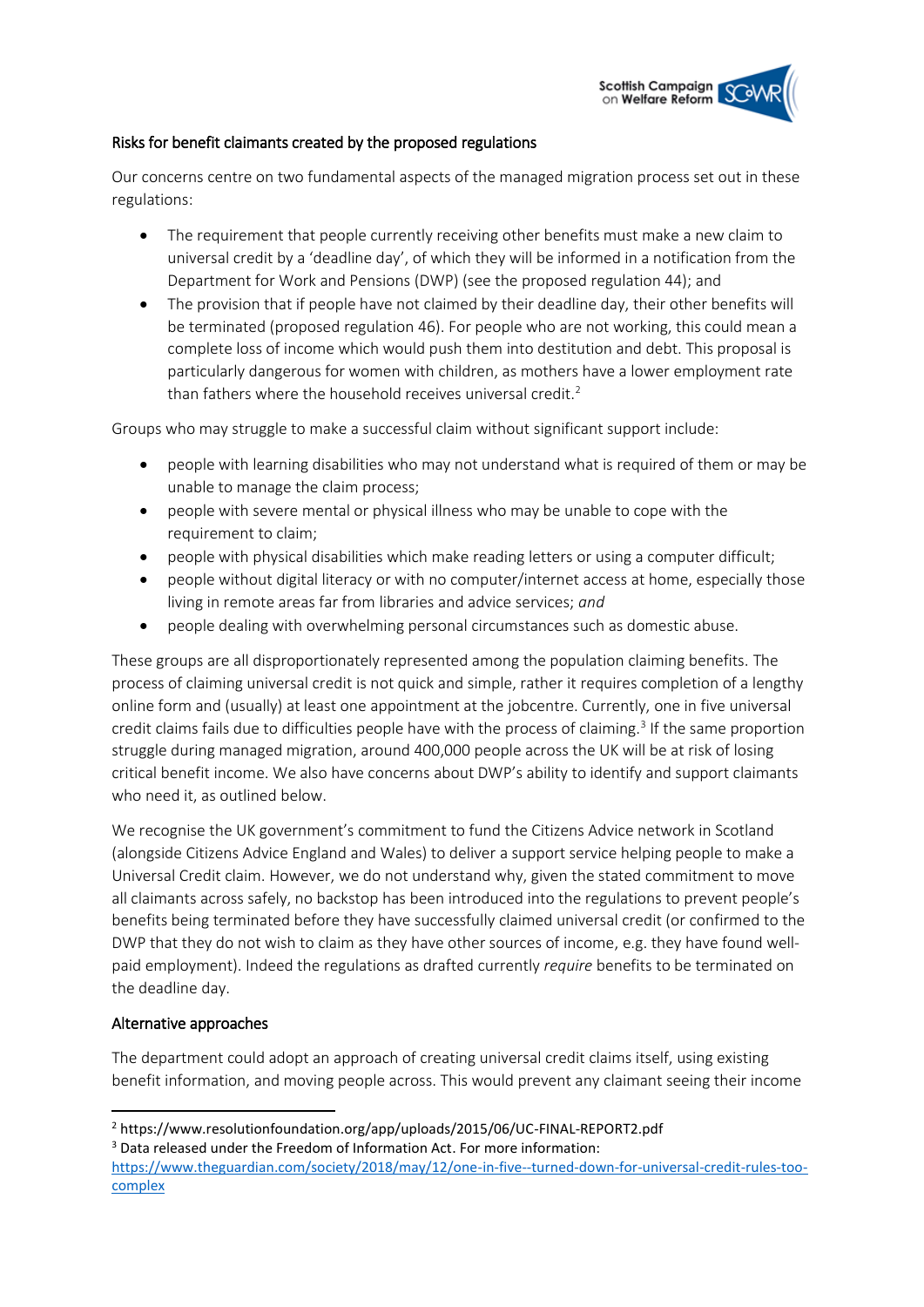## Risks for benefit claimants created by the proposed regulations

Our concerns centre on two fundamental aspects of the managed migration process set out in these regulations:

- The requirement that people currently receiving other benefits must make a new claim to universal credit by a 'deadline day', of which they will be informed in a notification from the Department for Work and Pensions (DWP) (see the proposed regulation 44); and
- The provision that if people have not claimed by their deadline day, their other benefits will be terminated (proposed regulation 46). For people who are not working, this could mean a complete loss of income which would push them into destitution and debt. This proposal is particularly dangerous for women with children, as mothers have a lower employment rate than fathers where the household receives universal credit.[2]

Groups who may struggle to make a successful claim without significant support include:

- people with learning disabilities who may not understand what is required of them or may be unable to manage the claim process;
- people with severe mental or physical illness who may be unable to cope with the requirement to claim;
- people with physical disabilities which make reading letters or using a computer difficult;
- people without digital literacy or with no computer/internet access at home, especially those living in remote areas far from libraries and advice services; *and*
- people dealing with overwhelming personal circumstances such as domestic abuse.

These groups are all disproportionately represented among the population claiming benefits. The process of claiming universal credit is not quick and simple, rather it requires completion of a lengthy online form and (usually) at least one appointment at the jobcentre. Currently, one in five universal credit claims fails due to difficulties people have with the process of claiming.[3] If the same proportion struggle during managed migration, around 400,000 people across the UK will be at risk of losing critical benefit income. We also have concerns about DWP's ability to identify and support claimants who need it, as outlined below.

We recognise the UK government's commitment to fund the Citizens Advice network in Scotland (alongside Citizens Advice England and Wales) to deliver a support service helping people to make a Universal Credit claim. However, we do not understand why, given the stated commitment to move all claimants across safely, no backstop has been introduced into the regulations to prevent people's benefits being terminated before they have successfully claimed universal credit (or confirmed to the DWP that they do not wish to claim as they have other sources of income, e.g. they have found well-paid employment). Indeed the regulations as drafted currently *require* benefits to be terminated on the deadline day.

## Alternative approaches

The department could adopt an approach of creating universal credit claims itself, using existing benefit information, and moving people across. This would prevent any claimant seeing their income

---

[2] https://www.resolutionfoundation.org/app/uploads/2015/06/UC-FINAL-REPORT2.pdf

[3] Data released under the Freedom of Information Act. For more information: https://www.theguardian.com/society/2018/may/12/one-in-five--turned-down-for-universal-credit-rules-too-complex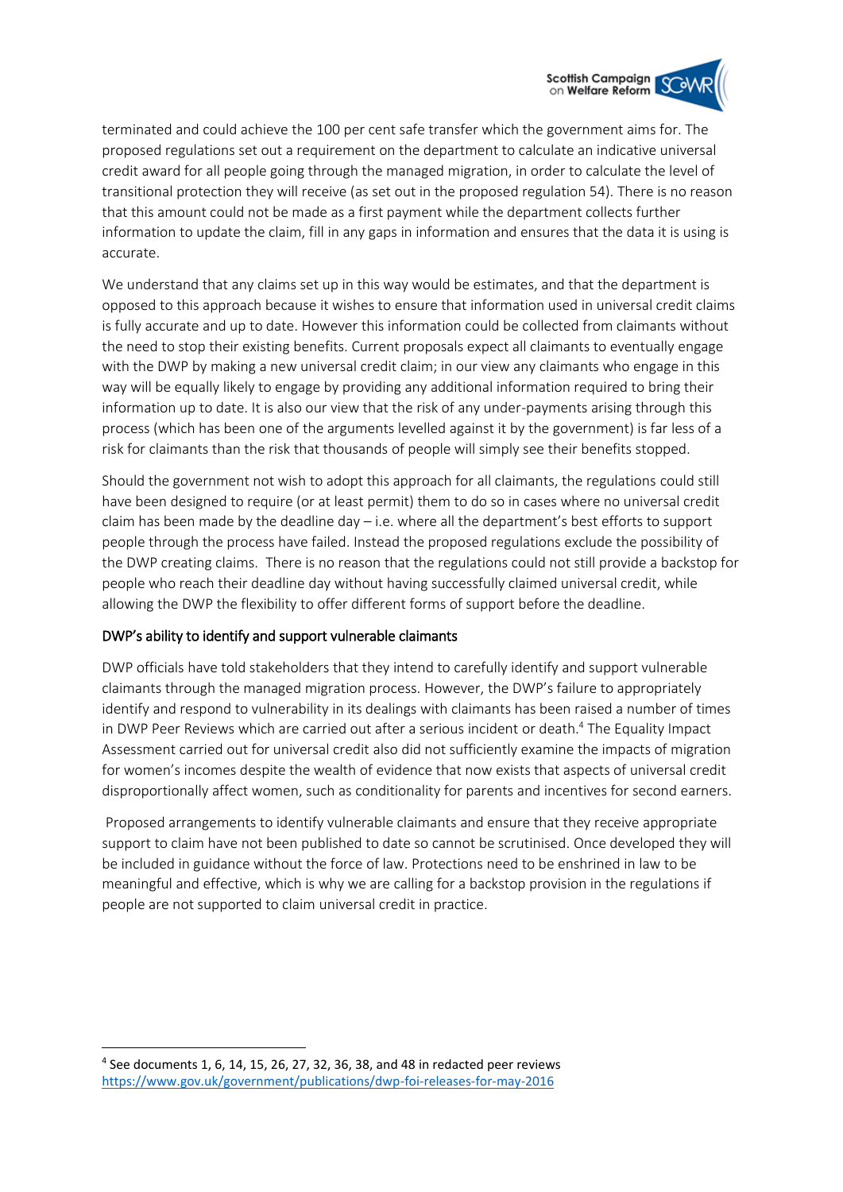terminated and could achieve the 100 per cent safe transfer which the government aims for. The proposed regulations set out a requirement on the department to calculate an indicative universal credit award for all people going through the managed migration, in order to calculate the level of transitional protection they will receive (as set out in the proposed regulation 54). There is no reason that this amount could not be made as a first payment while the department collects further information to update the claim, fill in any gaps in information and ensures that the data it is using is accurate.

We understand that any claims set up in this way would be estimates, and that the department is opposed to this approach because it wishes to ensure that information used in universal credit claims is fully accurate and up to date. However this information could be collected from claimants without the need to stop their existing benefits. Current proposals expect all claimants to eventually engage with the DWP by making a new universal credit claim; in our view any claimants who engage in this way will be equally likely to engage by providing any additional information required to bring their information up to date. It is also our view that the risk of any under-payments arising through this process (which has been one of the arguments levelled against it by the government) is far less of a risk for claimants than the risk that thousands of people will simply see their benefits stopped.

Should the government not wish to adopt this approach for all claimants, the regulations could still have been designed to require (or at least permit) them to do so in cases where no universal credit claim has been made by the deadline day – i.e. where all the department's best efforts to support people through the process have failed. Instead the proposed regulations exclude the possibility of the DWP creating claims. There is no reason that the regulations could not still provide a backstop for people who reach their deadline day without having successfully claimed universal credit, while allowing the DWP the flexibility to offer different forms of support before the deadline.

### DWP's ability to identify and support vulnerable claimants

DWP officials have told stakeholders that they intend to carefully identify and support vulnerable claimants through the managed migration process. However, the DWP's failure to appropriately identify and respond to vulnerability in its dealings with claimants has been raised a number of times in DWP Peer Reviews which are carried out after a serious incident or death.[4] The Equality Impact Assessment carried out for universal credit also did not sufficiently examine the impacts of migration for women's incomes despite the wealth of evidence that now exists that aspects of universal credit disproportionally affect women, such as conditionality for parents and incentives for second earners.

Proposed arrangements to identify vulnerable claimants and ensure that they receive appropriate support to claim have not been published to date so cannot be scrutinised. Once developed they will be included in guidance without the force of law. Protections need to be enshrined in law to be meaningful and effective, which is why we are calling for a backstop provision in the regulations if people are not supported to claim universal credit in practice.

[4] See documents 1, 6, 14, 15, 26, 27, 32, 36, 38, and 48 in redacted peer reviews https://www.gov.uk/government/publications/dwp-foi-releases-for-may-2016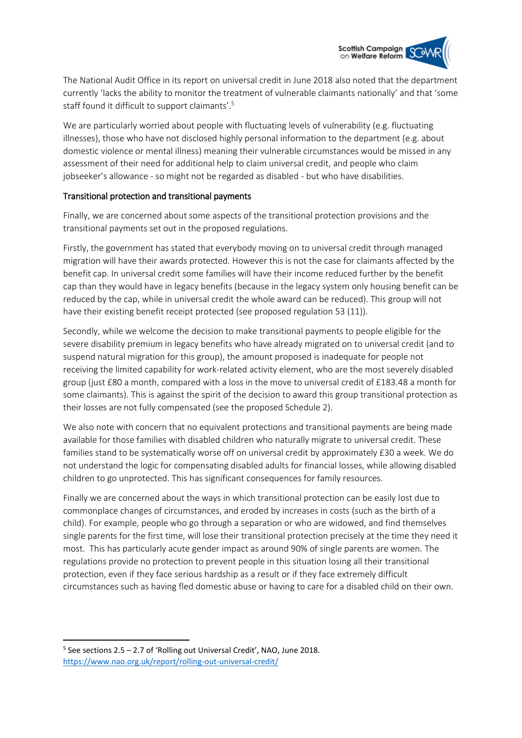The National Audit Office in its report on universal credit in June 2018 also noted that the department currently 'lacks the ability to monitor the treatment of vulnerable claimants nationally' and that 'some staff found it difficult to support claimants'.[5]

We are particularly worried about people with fluctuating levels of vulnerability (e.g. fluctuating illnesses), those who have not disclosed highly personal information to the department (e.g. about domestic violence or mental illness) meaning their vulnerable circumstances would be missed in any assessment of their need for additional help to claim universal credit, and people who claim jobseeker's allowance - so might not be regarded as disabled - but who have disabilities.

### Transitional protection and transitional payments

Finally, we are concerned about some aspects of the transitional protection provisions and the transitional payments set out in the proposed regulations.

Firstly, the government has stated that everybody moving on to universal credit through managed migration will have their awards protected. However this is not the case for claimants affected by the benefit cap. In universal credit some families will have their income reduced further by the benefit cap than they would have in legacy benefits (because in the legacy system only housing benefit can be reduced by the cap, while in universal credit the whole award can be reduced). This group will not have their existing benefit receipt protected (see proposed regulation 53 (11)).

Secondly, while we welcome the decision to make transitional payments to people eligible for the severe disability premium in legacy benefits who have already migrated on to universal credit (and to suspend natural migration for this group), the amount proposed is inadequate for people not receiving the limited capability for work-related activity element, who are the most severely disabled group (just £80 a month, compared with a loss in the move to universal credit of £183.48 a month for some claimants). This is against the spirit of the decision to award this group transitional protection as their losses are not fully compensated (see the proposed Schedule 2).

We also note with concern that no equivalent protections and transitional payments are being made available for those families with disabled children who naturally migrate to universal credit. These families stand to be systematically worse off on universal credit by approximately £30 a week. We do not understand the logic for compensating disabled adults for financial losses, while allowing disabled children to go unprotected. This has significant consequences for family resources.

Finally we are concerned about the ways in which transitional protection can be easily lost due to commonplace changes of circumstances, and eroded by increases in costs (such as the birth of a child). For example, people who go through a separation or who are widowed, and find themselves single parents for the first time, will lose their transitional protection precisely at the time they need it most. This has particularly acute gender impact as around 90% of single parents are women. The regulations provide no protection to prevent people in this situation losing all their transitional protection, even if they face serious hardship as a result or if they face extremely difficult circumstances such as having fled domestic abuse or having to care for a disabled child on their own.

---

[5] See sections 2.5 – 2.7 of 'Rolling out Universal Credit', NAO, June 2018. https://www.nao.org.uk/report/rolling-out-universal-credit/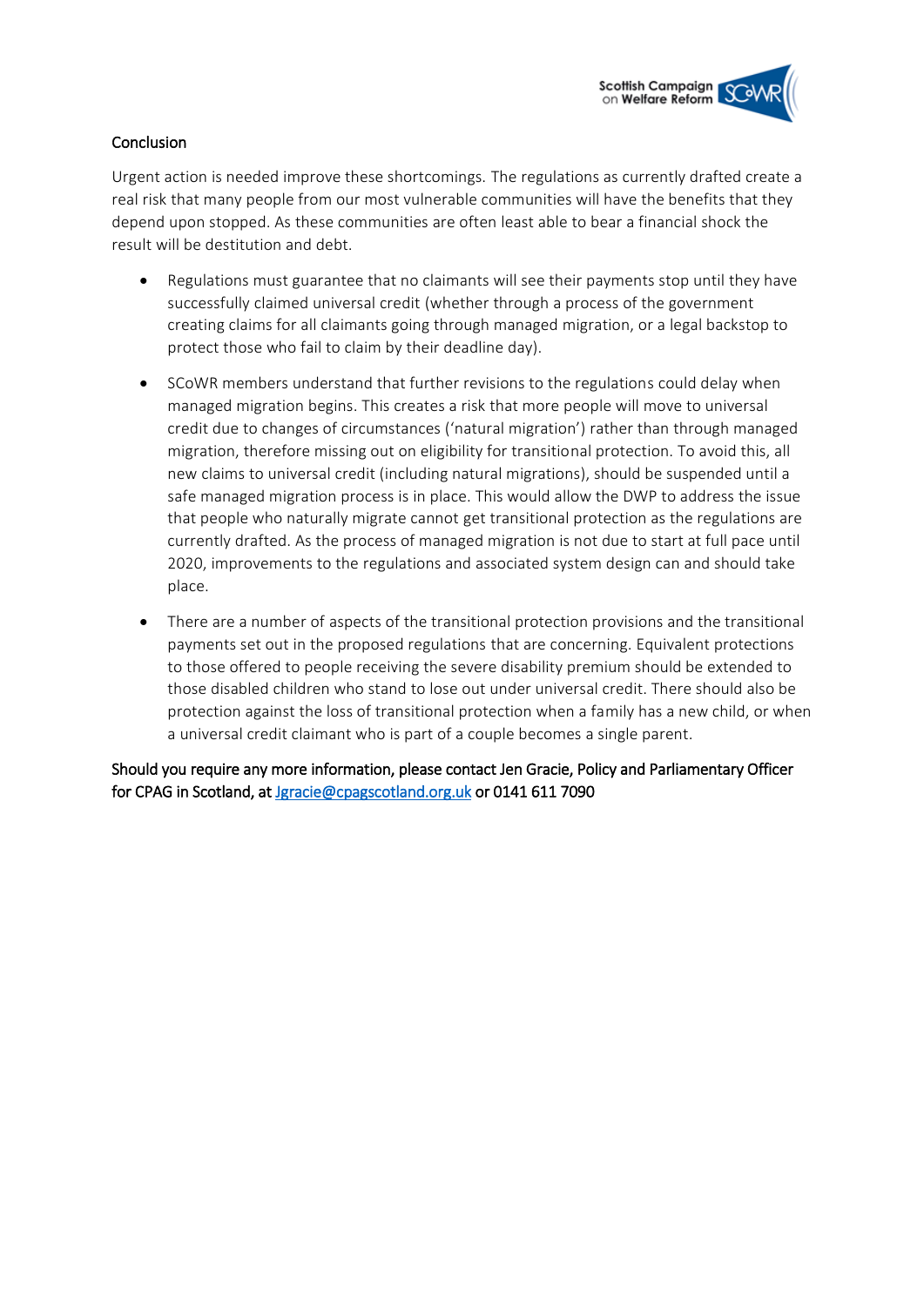## Conclusion

Urgent action is needed improve these shortcomings. The regulations as currently drafted create a real risk that many people from our most vulnerable communities will have the benefits that they depend upon stopped. As these communities are often least able to bear a financial shock the result will be destitution and debt.

- Regulations must guarantee that no claimants will see their payments stop until they have successfully claimed universal credit (whether through a process of the government creating claims for all claimants going through managed migration, or a legal backstop to protect those who fail to claim by their deadline day).

- SCoWR members understand that further revisions to the regulations could delay when managed migration begins. This creates a risk that more people will move to universal credit due to changes of circumstances ('natural migration') rather than through managed migration, therefore missing out on eligibility for transitional protection. To avoid this, all new claims to universal credit (including natural migrations), should be suspended until a safe managed migration process is in place. This would allow the DWP to address the issue that people who naturally migrate cannot get transitional protection as the regulations are currently drafted. As the process of managed migration is not due to start at full pace until 2020, improvements to the regulations and associated system design can and should take place.

- There are a number of aspects of the transitional protection provisions and the transitional payments set out in the proposed regulations that are concerning. Equivalent protections to those offered to people receiving the severe disability premium should be extended to those disabled children who stand to lose out under universal credit. There should also be protection against the loss of transitional protection when a family has a new child, or when a universal credit claimant who is part of a couple becomes a single parent.

Should you require any more information, please contact Jen Gracie, Policy and Parliamentary Officer for CPAG in Scotland, at Jgracie@cpagscotland.org.uk or 0141 611 7090